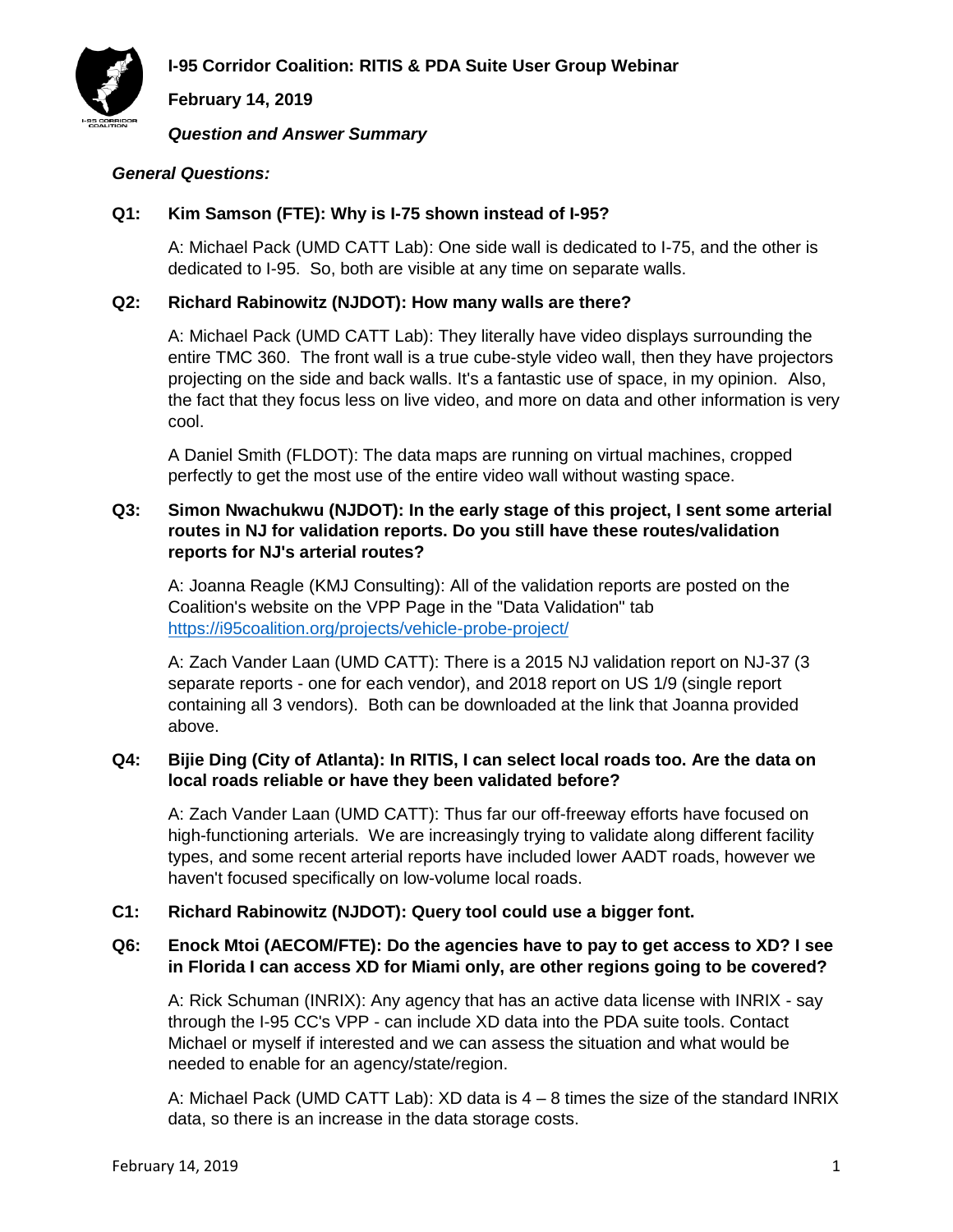# I-95 Corridor Coalition: RITIS & PDA Suite User Group Webinar

**February 14, 2019**

***Question and Answer Summary***

***General Questions:***

**Q1: Kim Samson (FTE): Why is I-75 shown instead of I-95?**

A: Michael Pack (UMD CATT Lab): One side wall is dedicated to I-75, and the other is dedicated to I-95. So, both are visible at any time on separate walls.

**Q2: Richard Rabinowitz (NJDOT): How many walls are there?**

A: Michael Pack (UMD CATT Lab): They literally have video displays surrounding the entire TMC 360. The front wall is a true cube-style video wall, then they have projectors projecting on the side and back walls. It's a fantastic use of space, in my opinion. Also, the fact that they focus less on live video, and more on data and other information is very cool.

A Daniel Smith (FLDOT): The data maps are running on virtual machines, cropped perfectly to get the most use of the entire video wall without wasting space.

**Q3: Simon Nwachukwu (NJDOT): In the early stage of this project, I sent some arterial routes in NJ for validation reports. Do you still have these routes/validation reports for NJ's arterial routes?**

A: Joanna Reagle (KMJ Consulting): All of the validation reports are posted on the Coalition's website on the VPP Page in the "Data Validation" tab https://i95coalition.org/projects/vehicle-probe-project/

A: Zach Vander Laan (UMD CATT): There is a 2015 NJ validation report on NJ-37 (3 separate reports - one for each vendor), and 2018 report on US 1/9 (single report containing all 3 vendors). Both can be downloaded at the link that Joanna provided above.

**Q4: Bijie Ding (City of Atlanta): In RITIS, I can select local roads too. Are the data on local roads reliable or have they been validated before?**

A: Zach Vander Laan (UMD CATT): Thus far our off-freeway efforts have focused on high-functioning arterials. We are increasingly trying to validate along different facility types, and some recent arterial reports have included lower AADT roads, however we haven't focused specifically on low-volume local roads.

**C1: Richard Rabinowitz (NJDOT): Query tool could use a bigger font.**

**Q6: Enock Mtoi (AECOM/FTE): Do the agencies have to pay to get access to XD? I see in Florida I can access XD for Miami only, are other regions going to be covered?**

A: Rick Schuman (INRIX): Any agency that has an active data license with INRIX - say through the I-95 CC's VPP - can include XD data into the PDA suite tools. Contact Michael or myself if interested and we can assess the situation and what would be needed to enable for an agency/state/region.

A: Michael Pack (UMD CATT Lab): XD data is 4 – 8 times the size of the standard INRIX data, so there is an increase in the data storage costs.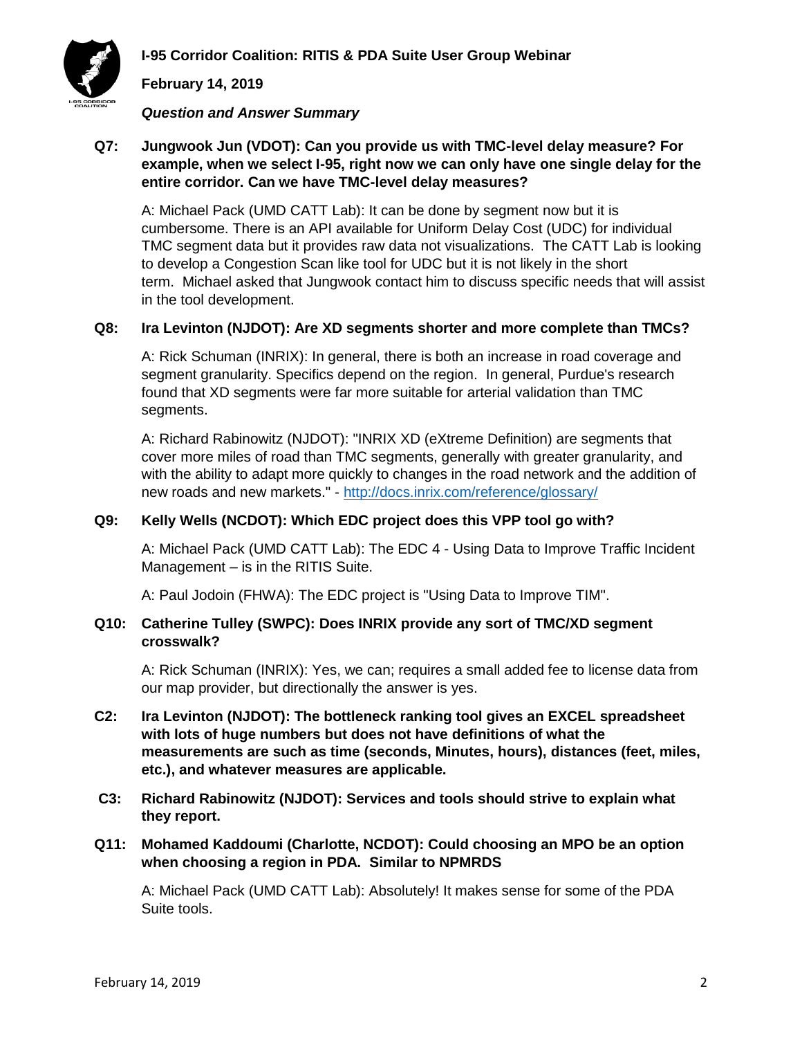**Q7: Jungwook Jun (VDOT): Can you provide us with TMC-level delay measure? For example, when we select I-95, right now we can only have one single delay for the entire corridor. Can we have TMC-level delay measures?**

A: Michael Pack (UMD CATT Lab): It can be done by segment now but it is cumbersome. There is an API available for Uniform Delay Cost (UDC) for individual TMC segment data but it provides raw data not visualizations. The CATT Lab is looking to develop a Congestion Scan like tool for UDC but it is not likely in the short term. Michael asked that Jungwook contact him to discuss specific needs that will assist in the tool development.

**Q8: Ira Levinton (NJDOT): Are XD segments shorter and more complete than TMCs?**

A: Rick Schuman (INRIX): In general, there is both an increase in road coverage and segment granularity. Specifics depend on the region. In general, Purdue's research found that XD segments were far more suitable for arterial validation than TMC segments.

A: Richard Rabinowitz (NJDOT): "INRIX XD (eXtreme Definition) are segments that cover more miles of road than TMC segments, generally with greater granularity, and with the ability to adapt more quickly to changes in the road network and the addition of new roads and new markets." - http://docs.inrix.com/reference/glossary/

**Q9: Kelly Wells (NCDOT): Which EDC project does this VPP tool go with?**

A: Michael Pack (UMD CATT Lab): The EDC 4 - Using Data to Improve Traffic Incident Management – is in the RITIS Suite.

A: Paul Jodoin (FHWA): The EDC project is "Using Data to Improve TIM".

**Q10: Catherine Tulley (SWPC): Does INRIX provide any sort of TMC/XD segment crosswalk?**

A: Rick Schuman (INRIX): Yes, we can; requires a small added fee to license data from our map provider, but directionally the answer is yes.

**C2: Ira Levinton (NJDOT): The bottleneck ranking tool gives an EXCEL spreadsheet with lots of huge numbers but does not have definitions of what the measurements are such as time (seconds, Minutes, hours), distances (feet, miles, etc.), and whatever measures are applicable.**

**C3: Richard Rabinowitz (NJDOT): Services and tools should strive to explain what they report.**

**Q11: Mohamed Kaddoumi (Charlotte, NCDOT): Could choosing an MPO be an option when choosing a region in PDA. Similar to NPMRDS**

A: Michael Pack (UMD CATT Lab): Absolutely! It makes sense for some of the PDA Suite tools.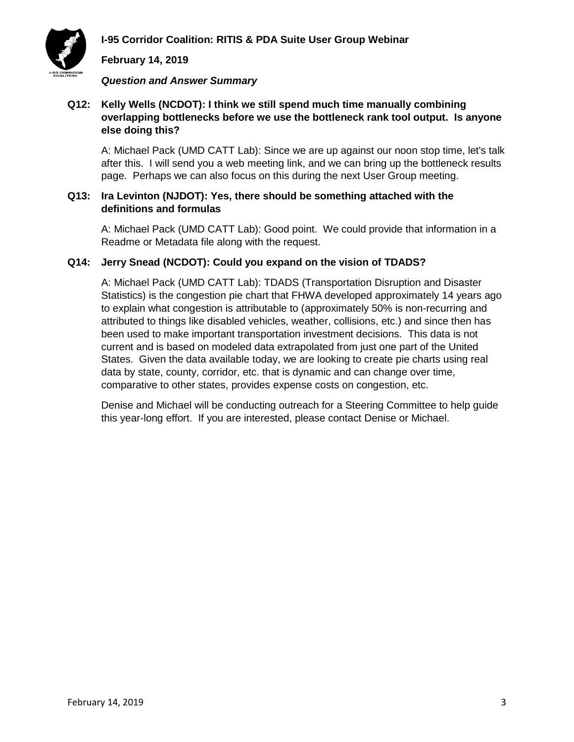**Q12: Kelly Wells (NCDOT): I think we still spend much time manually combining overlapping bottlenecks before we use the bottleneck rank tool output. Is anyone else doing this?**

A: Michael Pack (UMD CATT Lab): Since we are up against our noon stop time, let's talk after this. I will send you a web meeting link, and we can bring up the bottleneck results page. Perhaps we can also focus on this during the next User Group meeting.

**Q13: Ira Levinton (NJDOT): Yes, there should be something attached with the definitions and formulas**

A: Michael Pack (UMD CATT Lab): Good point. We could provide that information in a Readme or Metadata file along with the request.

**Q14: Jerry Snead (NCDOT): Could you expand on the vision of TDADS?**

A: Michael Pack (UMD CATT Lab): TDADS (Transportation Disruption and Disaster Statistics) is the congestion pie chart that FHWA developed approximately 14 years ago to explain what congestion is attributable to (approximately 50% is non-recurring and attributed to things like disabled vehicles, weather, collisions, etc.) and since then has been used to make important transportation investment decisions. This data is not current and is based on modeled data extrapolated from just one part of the United States. Given the data available today, we are looking to create pie charts using real data by state, county, corridor, etc. that is dynamic and can change over time, comparative to other states, provides expense costs on congestion, etc.

Denise and Michael will be conducting outreach for a Steering Committee to help guide this year-long effort. If you are interested, please contact Denise or Michael.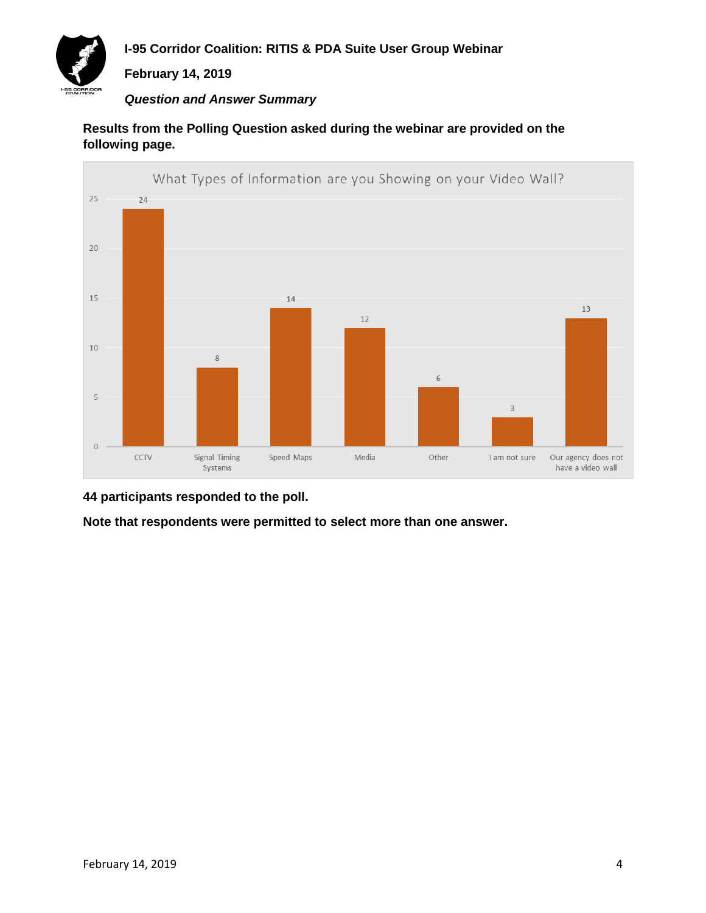**I-95 Corridor Coalition: RITIS & PDA Suite User Group Webinar**

**February 14, 2019**

***Question and Answer Summary***

**Results from the Polling Question asked during the webinar are provided on the following page.**

What Types of Information are you Showing on your Video Wall?

25
20
15
10
5
0

24
8
14
12
6
3
13

CCTV
Signal Timing Systems
Speed Maps
Media
Other
I am not sure
Our agency does not have a video wall

**44 participants responded to the poll.**

**Note that respondents were permitted to select more than one answer.**